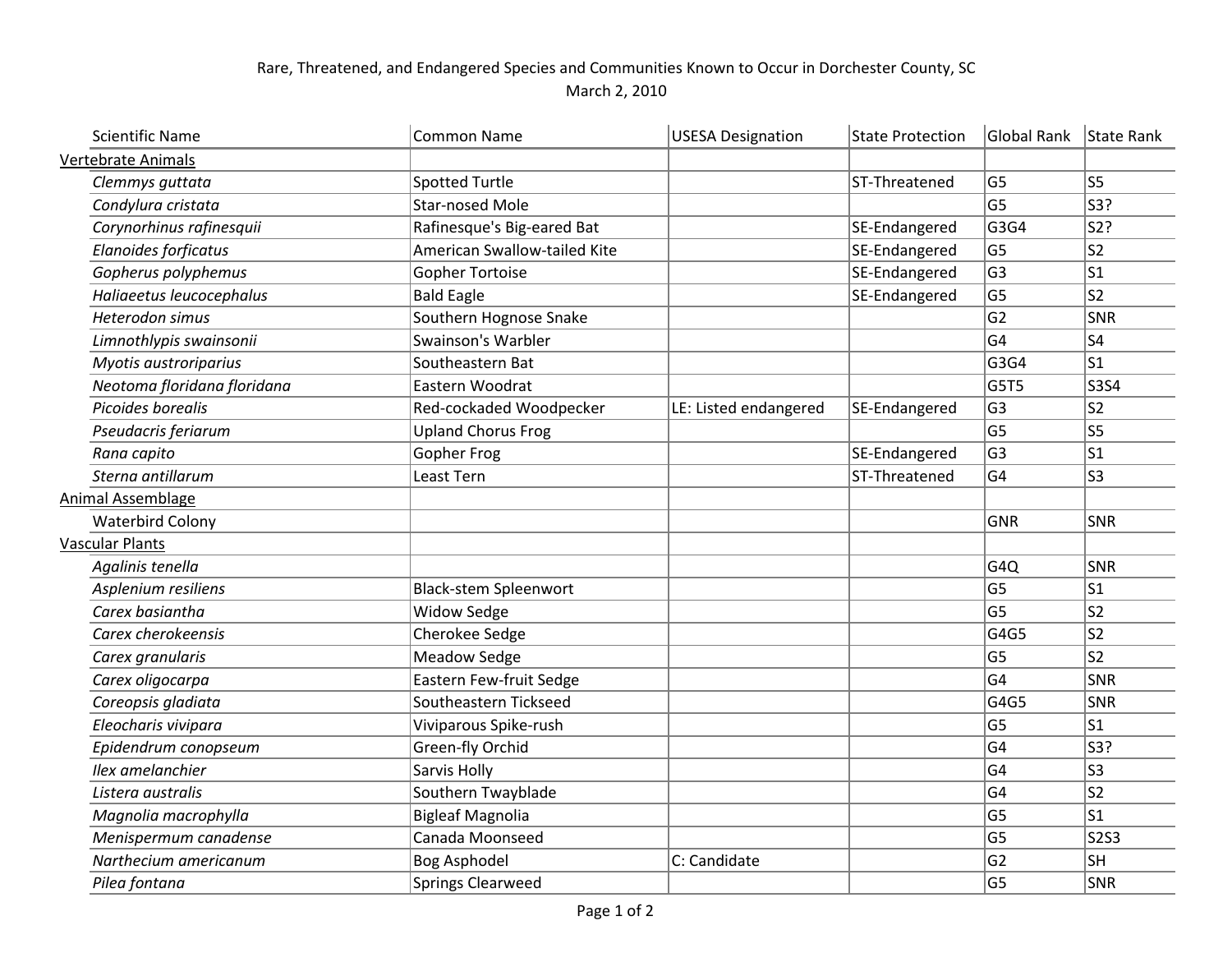Rare, Threatened, and Endangered Species and Communities Known to Occur in Dorchester County, SC
March 2, 2010

| Scientific Name | Common Name | USESA Designation | State Protection | Global Rank | State Rank |
|---|---|---|---|---|---|
| Vertebrate Animals | | | | | |
| *Clemmys guttata* | Spotted Turtle | | ST-Threatened | G5 | S5 |
| *Condylura cristata* | Star-nosed Mole | | | G5 | S3? |
| *Corynorhinus rafinesquii* | Rafinesque's Big-eared Bat | | SE-Endangered | G3G4 | S2? |
| *Elanoides forficatus* | American Swallow-tailed Kite | | SE-Endangered | G5 | S2 |
| *Gopherus polyphemus* | Gopher Tortoise | | SE-Endangered | G3 | S1 |
| *Haliaeetus leucocephalus* | Bald Eagle | | SE-Endangered | G5 | S2 |
| *Heterodon simus* | Southern Hognose Snake | | | G2 | SNR |
| *Limnothlypis swainsonii* | Swainson's Warbler | | | G4 | S4 |
| *Myotis austroriparius* | Southeastern Bat | | | G3G4 | S1 |
| *Neotoma floridana floridana* | Eastern Woodrat | | | G5T5 | S3S4 |
| *Picoides borealis* | Red-cockaded Woodpecker | LE: Listed endangered | SE-Endangered | G3 | S2 |
| *Pseudacris feriarum* | Upland Chorus Frog | | | G5 | S5 |
| *Rana capito* | Gopher Frog | | SE-Endangered | G3 | S1 |
| *Sterna antillarum* | Least Tern | | ST-Threatened | G4 | S3 |
| Animal Assemblage | | | | | |
| Waterbird Colony | | | | GNR | SNR |
| Vascular Plants | | | | | |
| *Agalinis tenella* | | | | G4Q | SNR |
| *Asplenium resiliens* | Black-stem Spleenwort | | | G5 | S1 |
| *Carex basiantha* | Widow Sedge | | | G5 | S2 |
| *Carex cherokeensis* | Cherokee Sedge | | | G4G5 | S2 |
| *Carex granularis* | Meadow Sedge | | | G5 | S2 |
| *Carex oligocarpa* | Eastern Few-fruit Sedge | | | G4 | SNR |
| *Coreopsis gladiata* | Southeastern Tickseed | | | G4G5 | SNR |
| *Eleocharis vivipara* | Viviparous Spike-rush | | | G5 | S1 |
| *Epidendrum conopseum* | Green-fly Orchid | | | G4 | S3? |
| *Ilex amelanchier* | Sarvis Holly | | | G4 | S3 |
| *Listera australis* | Southern Twayblade | | | G4 | S2 |
| *Magnolia macrophylla* | Bigleaf Magnolia | | | G5 | S1 |
| *Menispermum canadense* | Canada Moonseed | | | G5 | S2S3 |
| *Narthecium americanum* | Bog Asphodel | C: Candidate | | G2 | SH |
| *Pilea fontana* | Springs Clearweed | | | G5 | SNR |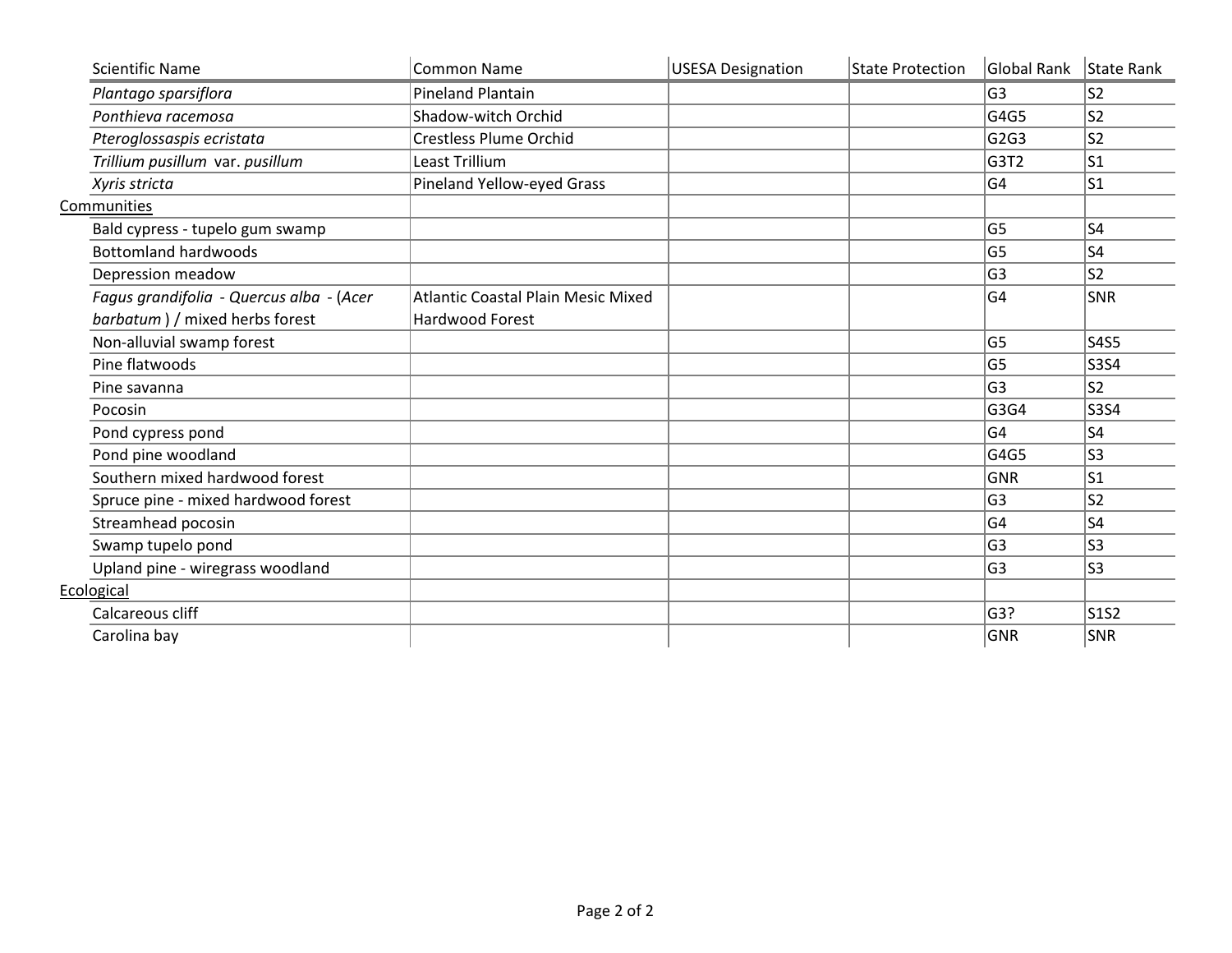| Scientific Name | Common Name | USESA Designation | State Protection | Global Rank | State Rank |
|---|---|---|---|---|---|
| *Plantago sparsiflora* | Pineland Plantain | | | G3 | S2 |
| *Ponthieva racemosa* | Shadow-witch Orchid | | | G4G5 | S2 |
| *Pteroglossaspis ecristata* | Crestless Plume Orchid | | | G2G3 | S2 |
| *Trillium pusillum* var. *pusillum* | Least Trillium | | | G3T2 | S1 |
| *Xyris stricta* | Pineland Yellow-eyed Grass | | | G4 | S1 |
| Communities | | | | | |
| Bald cypress - tupelo gum swamp | | | | G5 | S4 |
| Bottomland hardwoods | | | | G5 | S4 |
| Depression meadow | | | | G3 | S2 |
| *Fagus grandifolia* - *Quercus alba* - (*Acer barbatum*) / mixed herbs forest | Atlantic Coastal Plain Mesic Mixed Hardwood Forest | | | G4 | SNR |
| Non-alluvial swamp forest | | | | G5 | S4S5 |
| Pine flatwoods | | | | G5 | S3S4 |
| Pine savanna | | | | G3 | S2 |
| Pocosin | | | | G3G4 | S3S4 |
| Pond cypress pond | | | | G4 | S4 |
| Pond pine woodland | | | | G4G5 | S3 |
| Southern mixed hardwood forest | | | | GNR | S1 |
| Spruce pine - mixed hardwood forest | | | | G3 | S2 |
| Streamhead pocosin | | | | G4 | S4 |
| Swamp tupelo pond | | | | G3 | S3 |
| Upland pine - wiregrass woodland | | | | G3 | S3 |
| Ecological | | | | | |
| Calcareous cliff | | | | G3? | S1S2 |
| Carolina bay | | | | GNR | SNR |